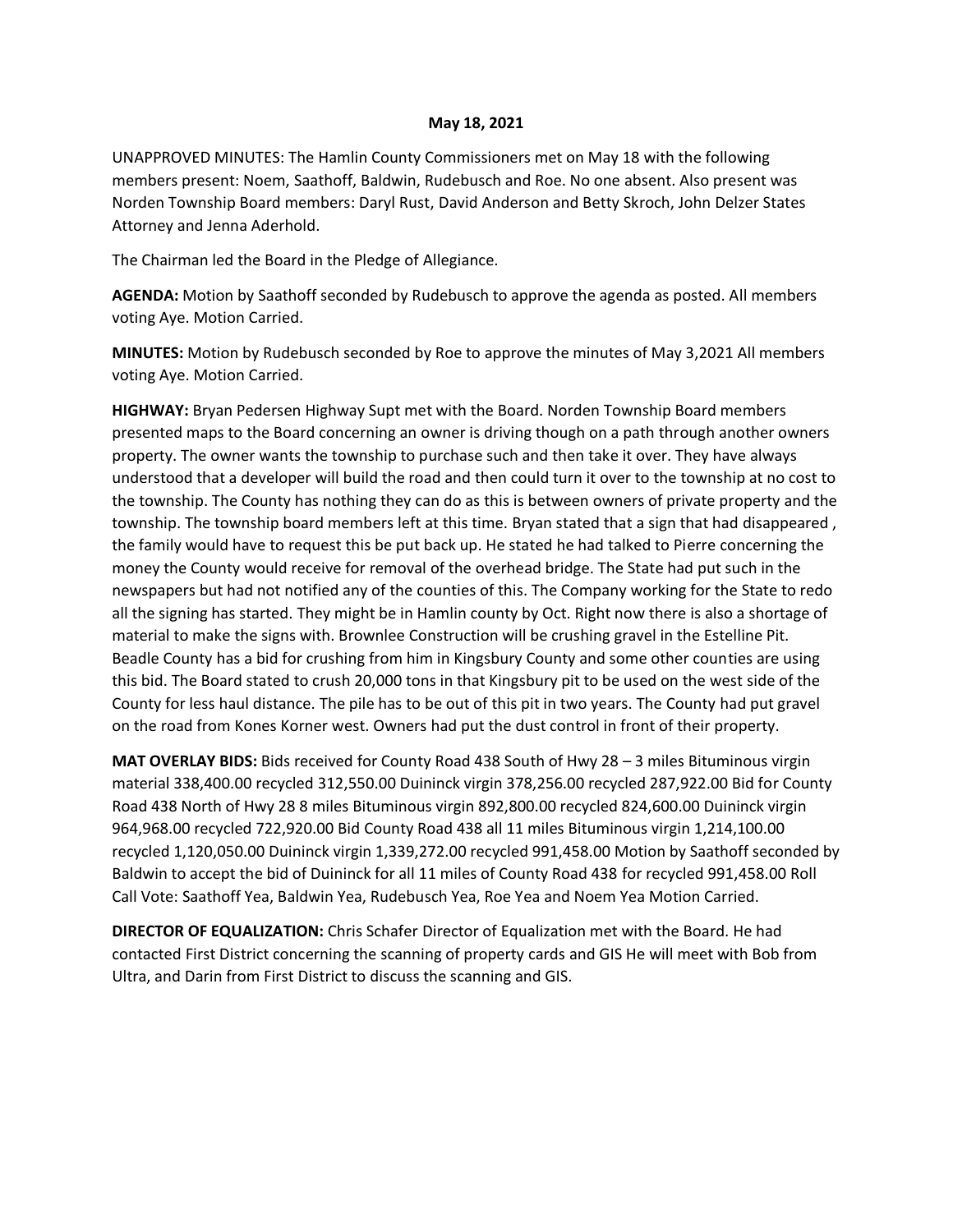**May 18, 2021**

UNAPPROVED MINUTES: The Hamlin County Commissioners met on May 18 with the following members present: Noem, Saathoff, Baldwin, Rudebusch and Roe. No one absent. Also present was Norden Township Board members: Daryl Rust, David Anderson and Betty Skroch, John Delzer States Attorney and Jenna Aderhold.

The Chairman led the Board in the Pledge of Allegiance.

**AGENDA:** Motion by Saathoff seconded by Rudebusch to approve the agenda as posted. All members voting Aye. Motion Carried.

**MINUTES:** Motion by Rudebusch seconded by Roe to approve the minutes of May 3,2021 All members voting Aye. Motion Carried.

**HIGHWAY:** Bryan Pedersen Highway Supt met with the Board. Norden Township Board members presented maps to the Board concerning an owner is driving though on a path through another owners property. The owner wants the township to purchase such and then take it over. They have always understood that a developer will build the road and then could turn it over to the township at no cost to the township. The County has nothing they can do as this is between owners of private property and the township. The township board members left at this time. Bryan stated that a sign that had disappeared , the family would have to request this be put back up. He stated he had talked to Pierre concerning the money the County would receive for removal of the overhead bridge. The State had put such in the newspapers but had not notified any of the counties of this. The Company working for the State to redo all the signing has started. They might be in Hamlin county by Oct. Right now there is also a shortage of material to make the signs with. Brownlee Construction will be crushing gravel in the Estelline Pit. Beadle County has a bid for crushing from him in Kingsbury County and some other counties are using this bid. The Board stated to crush 20,000 tons in that Kingsbury pit to be used on the west side of the County for less haul distance. The pile has to be out of this pit in two years. The County had put gravel on the road from Kones Korner west. Owners had put the dust control in front of their property.

**MAT OVERLAY BIDS:** Bids received for County Road 438 South of Hwy 28 – 3 miles Bituminous virgin material 338,400.00 recycled 312,550.00 Duininck virgin 378,256.00 recycled 287,922.00 Bid for County Road 438 North of Hwy 28 8 miles Bituminous virgin 892,800.00 recycled 824,600.00 Duininck virgin 964,968.00 recycled 722,920.00 Bid County Road 438 all 11 miles Bituminous virgin 1,214,100.00 recycled 1,120,050.00 Duininck virgin 1,339,272.00 recycled 991,458.00 Motion by Saathoff seconded by Baldwin to accept the bid of Duininck for all 11 miles of County Road 438 for recycled 991,458.00 Roll Call Vote: Saathoff Yea, Baldwin Yea, Rudebusch Yea, Roe Yea and Noem Yea Motion Carried.

**DIRECTOR OF EQUALIZATION:** Chris Schafer Director of Equalization met with the Board. He had contacted First District concerning the scanning of property cards and GIS He will meet with Bob from Ultra, and Darin from First District to discuss the scanning and GIS.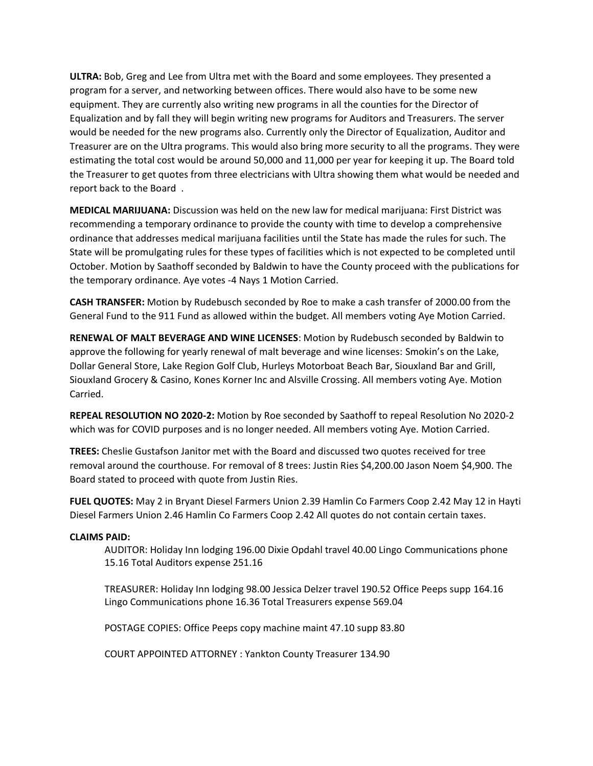**ULTRA:** Bob, Greg and Lee from Ultra met with the Board and some employees. They presented a program for a server, and networking between offices. There would also have to be some new equipment. They are currently also writing new programs in all the counties for the Director of Equalization and by fall they will begin writing new programs for Auditors and Treasurers. The server would be needed for the new programs also. Currently only the Director of Equalization, Auditor and Treasurer are on the Ultra programs. This would also bring more security to all the programs. They were estimating the total cost would be around 50,000 and 11,000 per year for keeping it up. The Board told the Treasurer to get quotes from three electricians with Ultra showing them what would be needed and report back to the Board .

**MEDICAL MARIJUANA:** Discussion was held on the new law for medical marijuana: First District was recommending a temporary ordinance to provide the county with time to develop a comprehensive ordinance that addresses medical marijuana facilities until the State has made the rules for such. The State will be promulgating rules for these types of facilities which is not expected to be completed until October. Motion by Saathoff seconded by Baldwin to have the County proceed with the publications for the temporary ordinance. Aye votes -4 Nays 1 Motion Carried.

**CASH TRANSFER:** Motion by Rudebusch seconded by Roe to make a cash transfer of 2000.00 from the General Fund to the 911 Fund as allowed within the budget. All members voting Aye Motion Carried.

**RENEWAL OF MALT BEVERAGE AND WINE LICENSES**: Motion by Rudebusch seconded by Baldwin to approve the following for yearly renewal of malt beverage and wine licenses: Smokin's on the Lake, Dollar General Store, Lake Region Golf Club, Hurleys Motorboat Beach Bar, Siouxland Bar and Grill, Siouxland Grocery & Casino, Kones Korner Inc and Alsville Crossing. All members voting Aye. Motion Carried.

**REPEAL RESOLUTION NO 2020-2:** Motion by Roe seconded by Saathoff to repeal Resolution No 2020-2 which was for COVID purposes and is no longer needed. All members voting Aye. Motion Carried.

**TREES:** Cheslie Gustafson Janitor met with the Board and discussed two quotes received for tree removal around the courthouse. For removal of 8 trees: Justin Ries $4,200.00 Jason Noem $4,900. The Board stated to proceed with quote from Justin Ries.

**FUEL QUOTES:** May 2 in Bryant Diesel Farmers Union 2.39 Hamlin Co Farmers Coop 2.42 May 12 in Hayti Diesel Farmers Union 2.46 Hamlin Co Farmers Coop 2.42 All quotes do not contain certain taxes.

**CLAIMS PAID:**

AUDITOR: Holiday Inn lodging 196.00 Dixie Opdahl travel 40.00 Lingo Communications phone 15.16 Total Auditors expense 251.16

TREASURER: Holiday Inn lodging 98.00 Jessica Delzer travel 190.52 Office Peeps supp 164.16 Lingo Communications phone 16.36 Total Treasurers expense 569.04

POSTAGE COPIES: Office Peeps copy machine maint 47.10 supp 83.80

COURT APPOINTED ATTORNEY : Yankton County Treasurer 134.90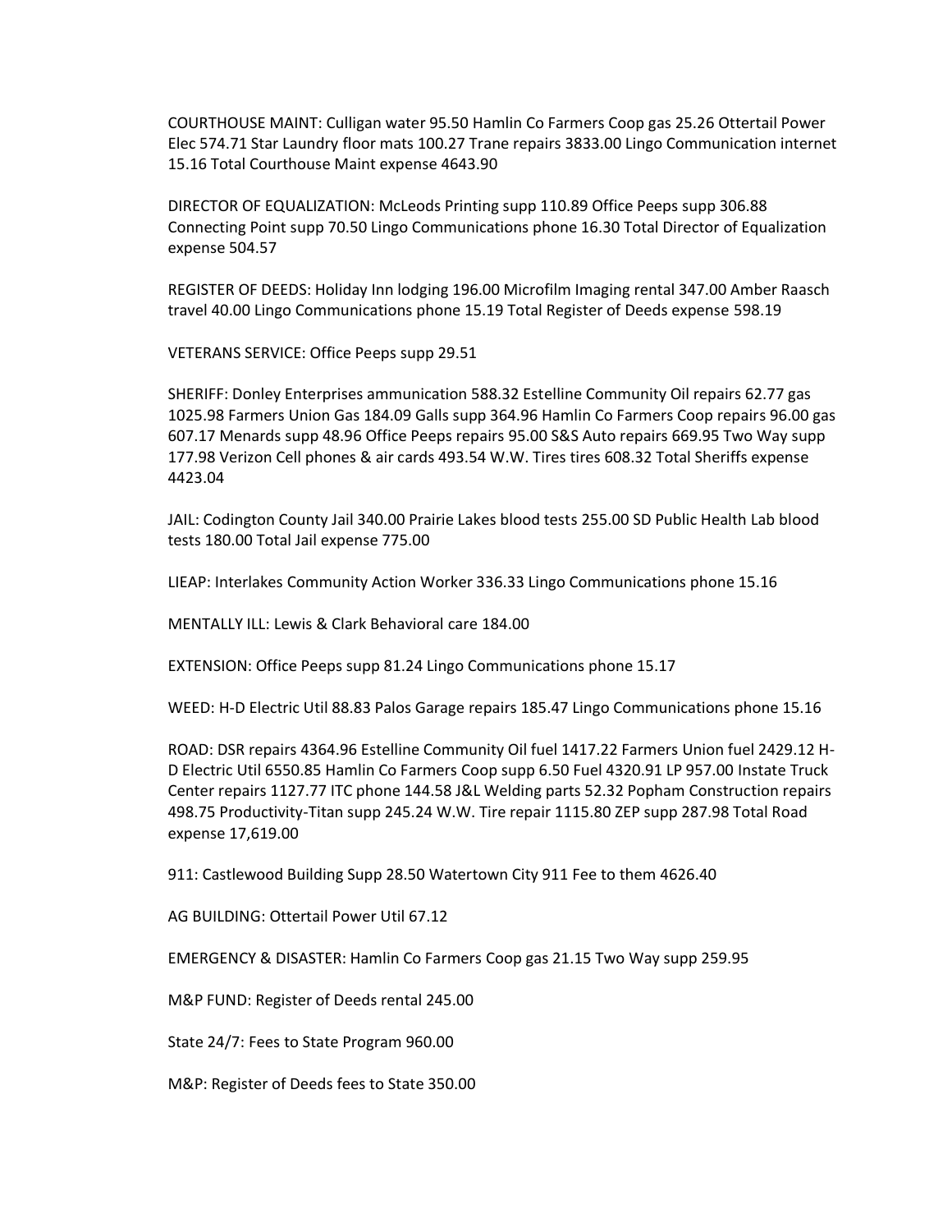COURTHOUSE MAINT: Culligan water 95.50 Hamlin Co Farmers Coop gas 25.26 Ottertail Power Elec 574.71 Star Laundry floor mats 100.27 Trane repairs 3833.00 Lingo Communication internet 15.16 Total Courthouse Maint expense 4643.90

DIRECTOR OF EQUALIZATION: McLeods Printing supp 110.89 Office Peeps supp 306.88 Connecting Point supp 70.50 Lingo Communications phone 16.30 Total Director of Equalization expense 504.57

REGISTER OF DEEDS: Holiday Inn lodging 196.00 Microfilm Imaging rental 347.00 Amber Raasch travel 40.00 Lingo Communications phone 15.19 Total Register of Deeds expense 598.19

VETERANS SERVICE: Office Peeps supp 29.51

SHERIFF: Donley Enterprises ammunication 588.32 Estelline Community Oil repairs 62.77 gas 1025.98 Farmers Union Gas 184.09 Galls supp 364.96 Hamlin Co Farmers Coop repairs 96.00 gas 607.17 Menards supp 48.96 Office Peeps repairs 95.00 S&S Auto repairs 669.95 Two Way supp 177.98 Verizon Cell phones & air cards 493.54 W.W. Tires tires 608.32 Total Sheriffs expense 4423.04

JAIL: Codington County Jail 340.00 Prairie Lakes blood tests 255.00 SD Public Health Lab blood tests 180.00 Total Jail expense 775.00

LIEAP: Interlakes Community Action Worker 336.33 Lingo Communications phone 15.16

MENTALLY ILL: Lewis & Clark Behavioral care 184.00

EXTENSION: Office Peeps supp 81.24 Lingo Communications phone 15.17

WEED: H-D Electric Util 88.83 Palos Garage repairs 185.47 Lingo Communications phone 15.16

ROAD: DSR repairs 4364.96 Estelline Community Oil fuel 1417.22 Farmers Union fuel 2429.12 H-D Electric Util 6550.85 Hamlin Co Farmers Coop supp 6.50 Fuel 4320.91 LP 957.00 Instate Truck Center repairs 1127.77 ITC phone 144.58 J&L Welding parts 52.32 Popham Construction repairs 498.75 Productivity-Titan supp 245.24 W.W. Tire repair 1115.80 ZEP supp 287.98 Total Road expense 17,619.00

911: Castlewood Building Supp 28.50 Watertown City 911 Fee to them 4626.40

AG BUILDING: Ottertail Power Util 67.12

EMERGENCY & DISASTER: Hamlin Co Farmers Coop gas 21.15 Two Way supp 259.95

M&P FUND: Register of Deeds rental 245.00

State 24/7: Fees to State Program 960.00

M&P: Register of Deeds fees to State 350.00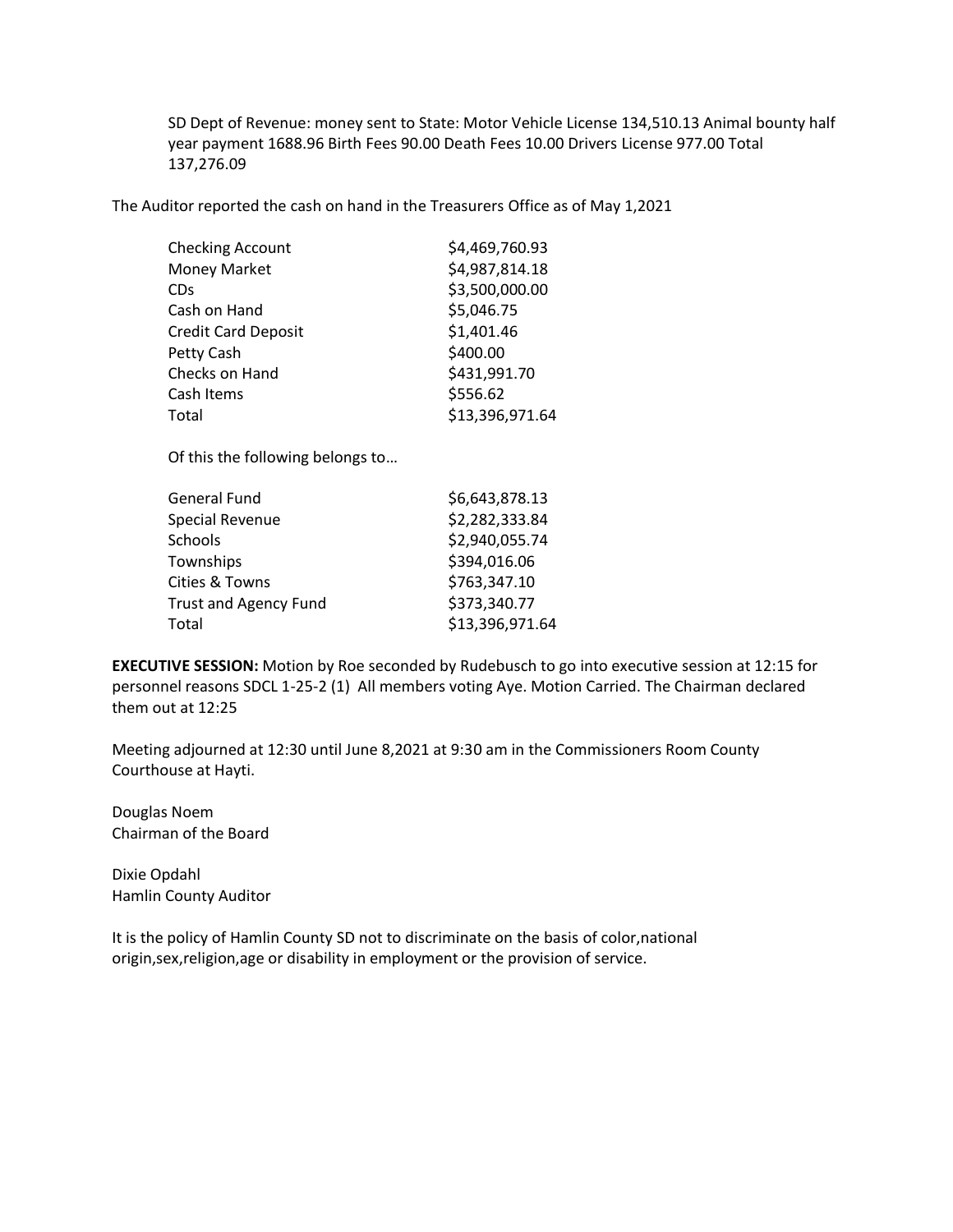SD Dept of Revenue: money sent to State: Motor Vehicle License 134,510.13 Animal bounty half year payment 1688.96 Birth Fees 90.00 Death Fees 10.00 Drivers License 977.00 Total 137,276.09

The Auditor reported the cash on hand in the Treasurers Office as of May 1,2021

| | |
|---|---|
| Checking Account | $4,469,760.93 |
| Money Market | $4,987,814.18 |
| CDs | $3,500,000.00 |
| Cash on Hand | $5,046.75 |
| Credit Card Deposit | $1,401.46 |
| Petty Cash | $400.00 |
| Checks on Hand | $431,991.70 |
| Cash Items | $556.62 |
| Total | $13,396,971.64 |

Of this the following belongs to…

| | |
|---|---|
| General Fund | $6,643,878.13 |
| Special Revenue | $2,282,333.84 |
| Schools | $2,940,055.74 |
| Townships | $394,016.06 |
| Cities & Towns | $763,347.10 |
| Trust and Agency Fund | $373,340.77 |
| Total | $13,396,971.64 |

**EXECUTIVE SESSION:** Motion by Roe seconded by Rudebusch to go into executive session at 12:15 for personnel reasons SDCL 1-25-2 (1) All members voting Aye. Motion Carried. The Chairman declared them out at 12:25

Meeting adjourned at 12:30 until June 8,2021 at 9:30 am in the Commissioners Room County Courthouse at Hayti.

Douglas Noem
Chairman of the Board

Dixie Opdahl
Hamlin County Auditor

It is the policy of Hamlin County SD not to discriminate on the basis of color,national origin,sex,religion,age or disability in employment or the provision of service.